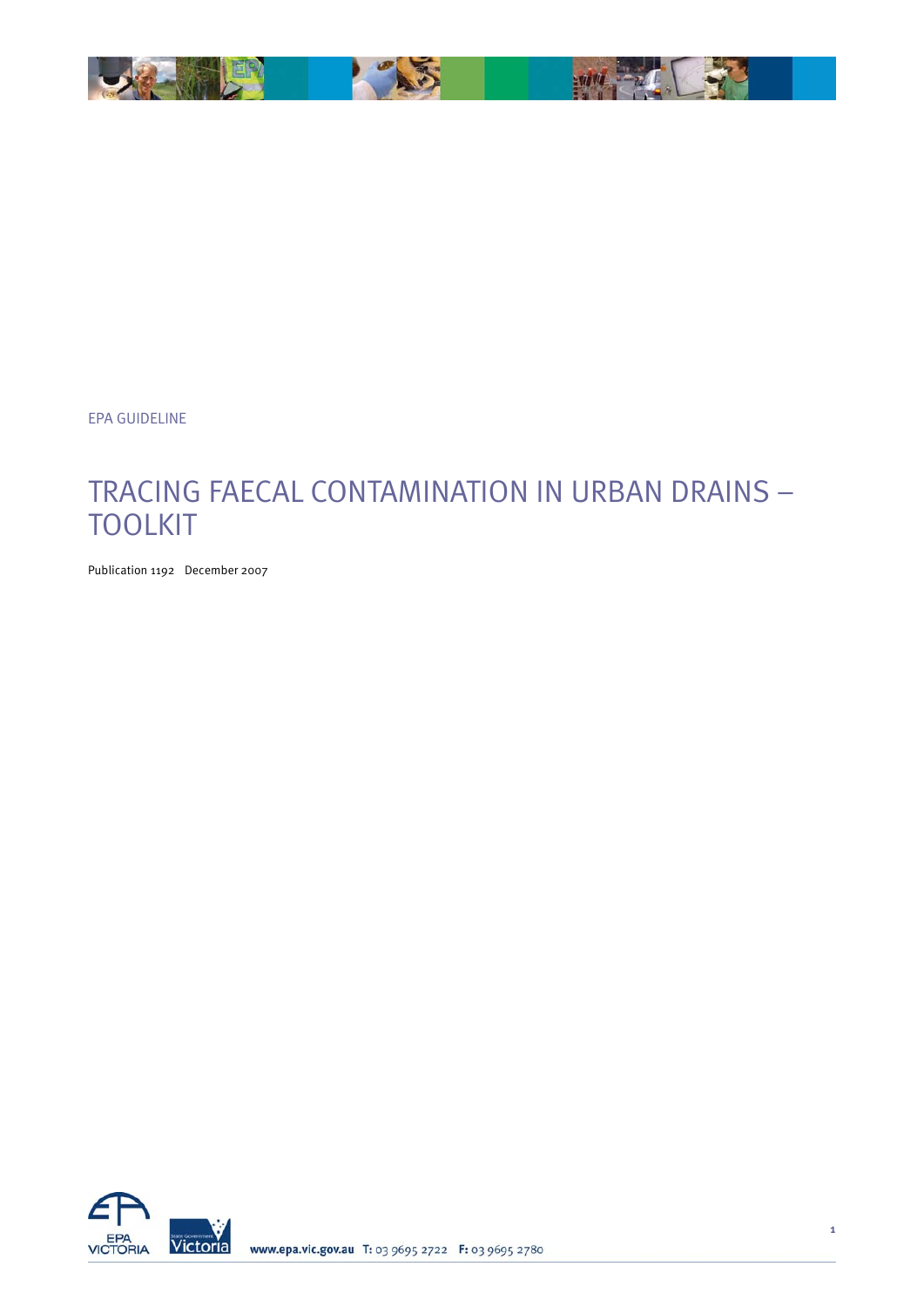EPA GUIDELINE

# TRACING FAECAL CONTAMINATION IN URBAN DRAINS – TOOLKIT

Publication 1192 December 2007

www.epa.vic.gov.au T: 03 9695 2722 F: 03 9695 2780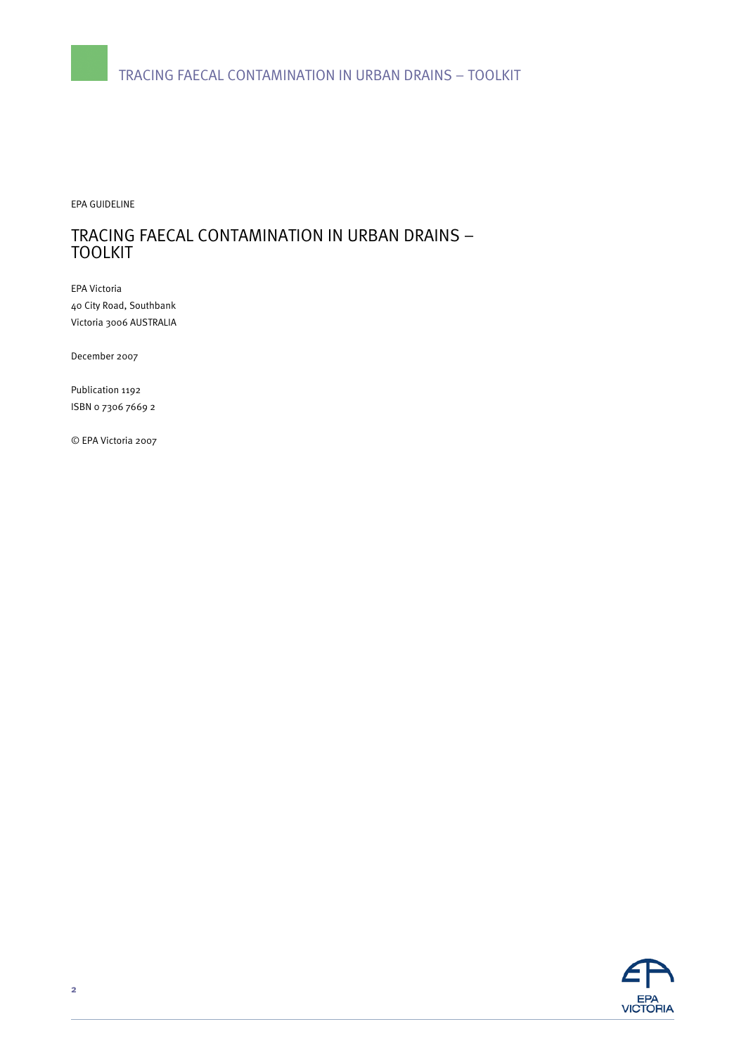EPA GUIDELINE

# TRACING FAECAL CONTAMINATION IN URBAN DRAINS – TOOLKIT

EPA Victoria
40 City Road, Southbank
Victoria 3006 AUSTRALIA

December 2007

Publication 1192
ISBN 0 7306 7669 2

© EPA Victoria 2007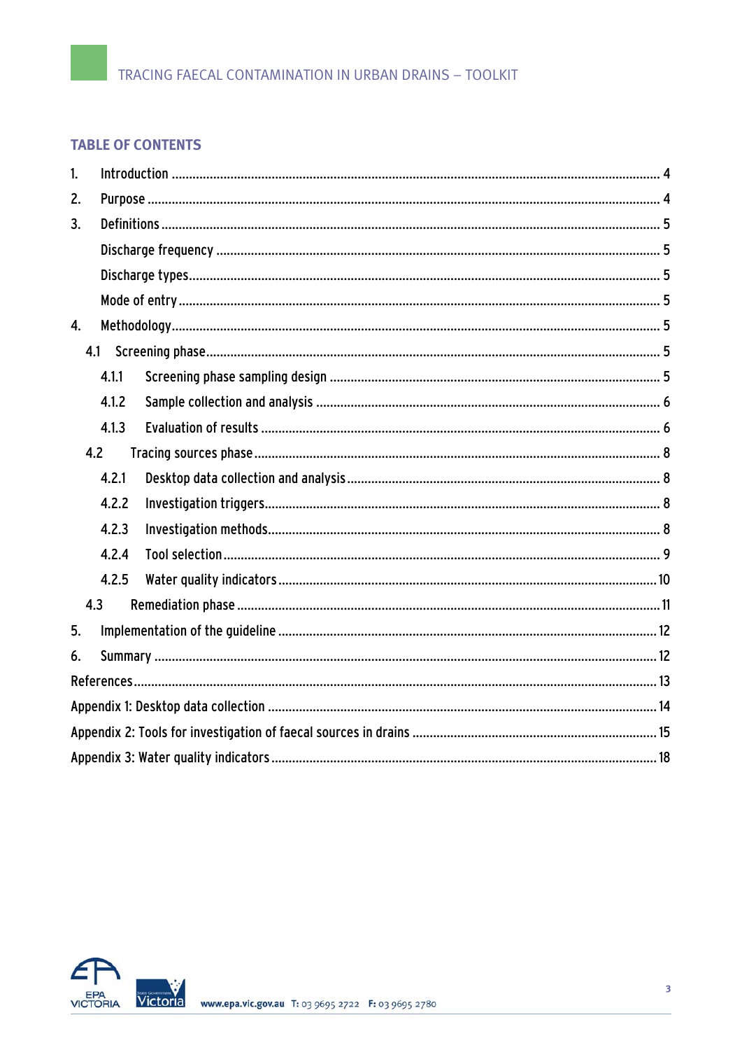## TABLE OF CONTENTS

1. Introduction .......... 4
2. Purpose .......... 4
3. Definitions .......... 5
   - Discharge frequency .......... 5
   - Discharge types .......... 5
   - Mode of entry .......... 5
4. Methodology .......... 5
   - 4.1 Screening phase .......... 5
     - 4.1.1 Screening phase sampling design .......... 5
     - 4.1.2 Sample collection and analysis .......... 6
     - 4.1.3 Evaluation of results .......... 6
   - 4.2 Tracing sources phase .......... 8
     - 4.2.1 Desktop data collection and analysis .......... 8
     - 4.2.2 Investigation triggers .......... 8
     - 4.2.3 Investigation methods .......... 8
     - 4.2.4 Tool selection .......... 9
     - 4.2.5 Water quality indicators .......... 10
   - 4.3 Remediation phase .......... 11
5. Implementation of the guideline .......... 12
6. Summary .......... 12

References .......... 13

Appendix 1: Desktop data collection .......... 14

Appendix 2: Tools for investigation of faecal sources in drains .......... 15

Appendix 3: Water quality indicators .......... 18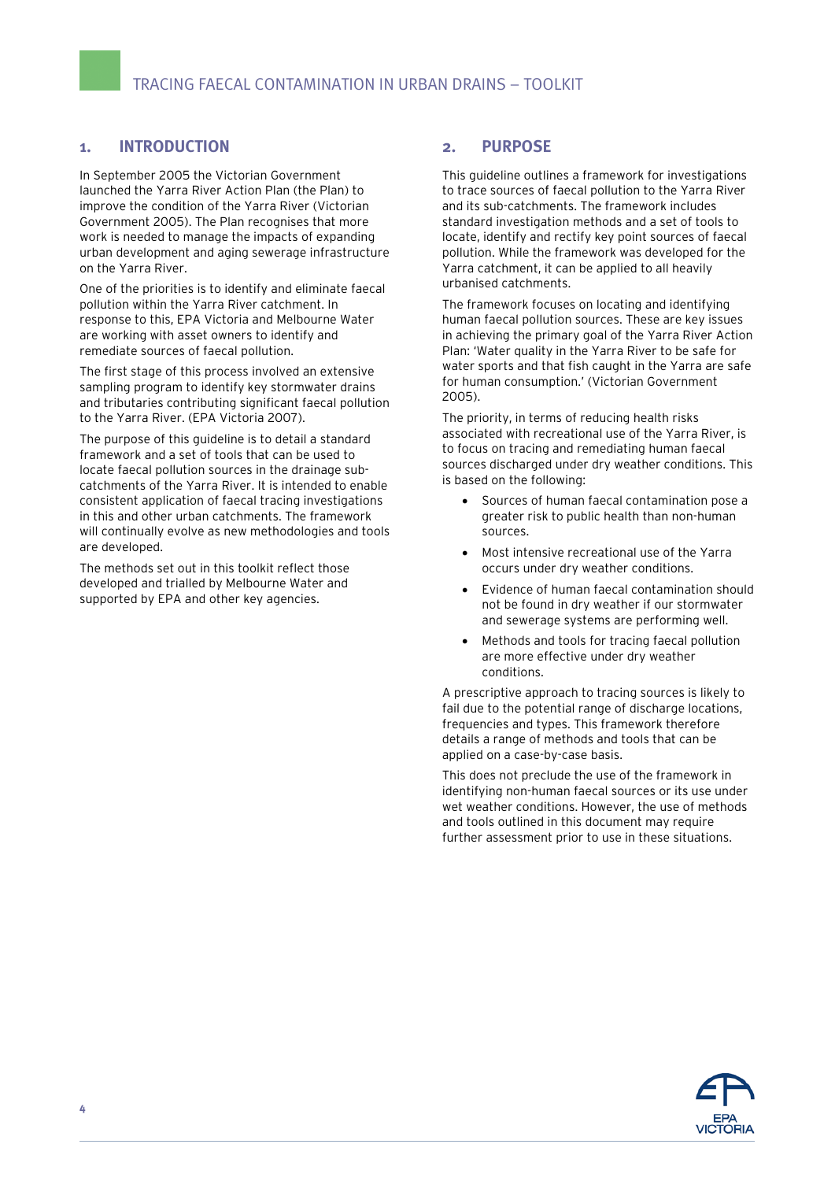## 1. INTRODUCTION

In September 2005 the Victorian Government launched the Yarra River Action Plan (the Plan) to improve the condition of the Yarra River (Victorian Government 2005). The Plan recognises that more work is needed to manage the impacts of expanding urban development and aging sewerage infrastructure on the Yarra River.

One of the priorities is to identify and eliminate faecal pollution within the Yarra River catchment. In response to this, EPA Victoria and Melbourne Water are working with asset owners to identify and remediate sources of faecal pollution.

The first stage of this process involved an extensive sampling program to identify key stormwater drains and tributaries contributing significant faecal pollution to the Yarra River. (EPA Victoria 2007).

The purpose of this guideline is to detail a standard framework and a set of tools that can be used to locate faecal pollution sources in the drainage sub-catchments of the Yarra River. It is intended to enable consistent application of faecal tracing investigations in this and other urban catchments. The framework will continually evolve as new methodologies and tools are developed.

The methods set out in this toolkit reflect those developed and trialled by Melbourne Water and supported by EPA and other key agencies.

## 2. PURPOSE

This guideline outlines a framework for investigations to trace sources of faecal pollution to the Yarra River and its sub-catchments. The framework includes standard investigation methods and a set of tools to locate, identify and rectify key point sources of faecal pollution. While the framework was developed for the Yarra catchment, it can be applied to all heavily urbanised catchments.

The framework focuses on locating and identifying human faecal pollution sources. These are key issues in achieving the primary goal of the Yarra River Action Plan: 'Water quality in the Yarra River to be safe for water sports and that fish caught in the Yarra are safe for human consumption.' (Victorian Government 2005).

The priority, in terms of reducing health risks associated with recreational use of the Yarra River, is to focus on tracing and remediating human faecal sources discharged under dry weather conditions. This is based on the following:

- Sources of human faecal contamination pose a greater risk to public health than non-human sources.
- Most intensive recreational use of the Yarra occurs under dry weather conditions.
- Evidence of human faecal contamination should not be found in dry weather if our stormwater and sewerage systems are performing well.
- Methods and tools for tracing faecal pollution are more effective under dry weather conditions.

A prescriptive approach to tracing sources is likely to fail due to the potential range of discharge locations, frequencies and types. This framework therefore details a range of methods and tools that can be applied on a case-by-case basis.

This does not preclude the use of the framework in identifying non-human faecal sources or its use under wet weather conditions. However, the use of methods and tools outlined in this document may require further assessment prior to use in these situations.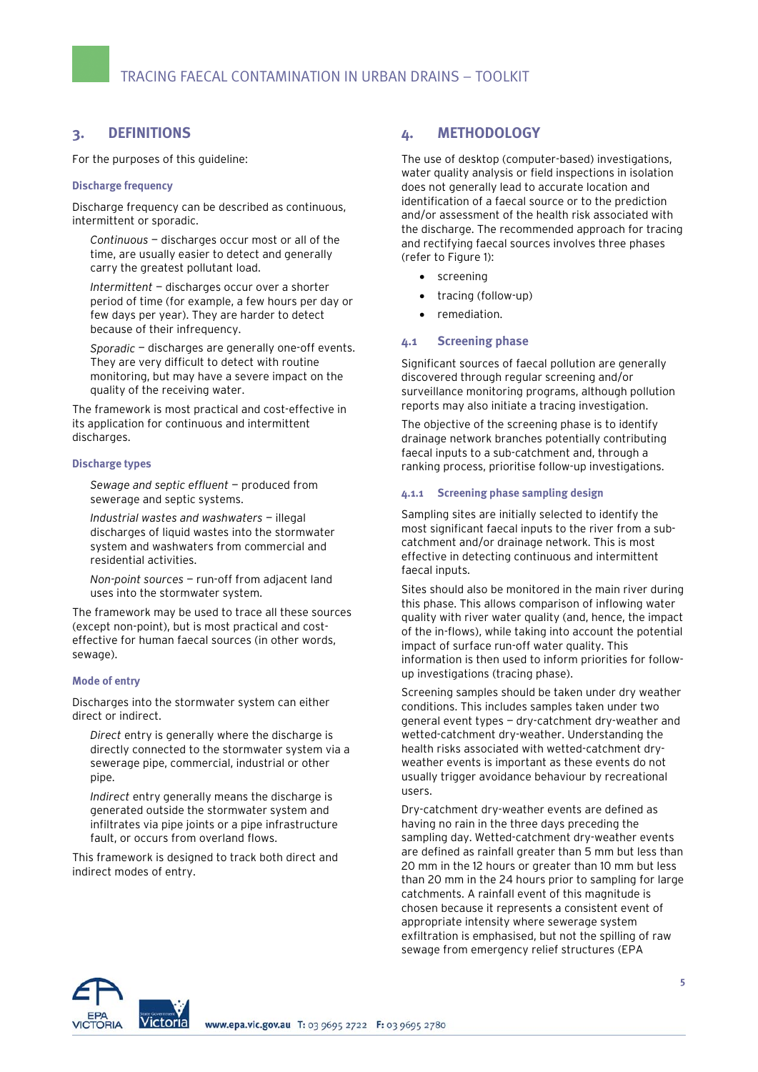## 3. DEFINITIONS

For the purposes of this guideline:

### Discharge frequency

Discharge frequency can be described as continuous, intermittent or sporadic.

*Continuous* – discharges occur most or all of the time, are usually easier to detect and generally carry the greatest pollutant load.

*Intermittent* – discharges occur over a shorter period of time (for example, a few hours per day or few days per year). They are harder to detect because of their infrequency.

*Sporadic* – discharges are generally one-off events. They are very difficult to detect with routine monitoring, but may have a severe impact on the quality of the receiving water.

The framework is most practical and cost-effective in its application for continuous and intermittent discharges.

### Discharge types

*Sewage and septic effluent* – produced from sewerage and septic systems.

*Industrial wastes and washwaters* – illegal discharges of liquid wastes into the stormwater system and washwaters from commercial and residential activities.

*Non-point sources* – run-off from adjacent land uses into the stormwater system.

The framework may be used to trace all these sources (except non-point), but is most practical and cost-effective for human faecal sources (in other words, sewage).

### Mode of entry

Discharges into the stormwater system can either direct or indirect.

*Direct* entry is generally where the discharge is directly connected to the stormwater system via a sewerage pipe, commercial, industrial or other pipe.

*Indirect* entry generally means the discharge is generated outside the stormwater system and infiltrates via pipe joints or a pipe infrastructure fault, or occurs from overland flows.

This framework is designed to track both direct and indirect modes of entry.

## 4. METHODOLOGY

The use of desktop (computer-based) investigations, water quality analysis or field inspections in isolation does not generally lead to accurate location and identification of a faecal source or to the prediction and/or assessment of the health risk associated with the discharge. The recommended approach for tracing and rectifying faecal sources involves three phases (refer to Figure 1):

- screening
- tracing (follow-up)
- remediation.

### 4.1 Screening phase

Significant sources of faecal pollution are generally discovered through regular screening and/or surveillance monitoring programs, although pollution reports may also initiate a tracing investigation.

The objective of the screening phase is to identify drainage network branches potentially contributing faecal inputs to a sub-catchment and, through a ranking process, prioritise follow-up investigations.

#### 4.1.1 Screening phase sampling design

Sampling sites are initially selected to identify the most significant faecal inputs to the river from a sub-catchment and/or drainage network. This is most effective in detecting continuous and intermittent faecal inputs.

Sites should also be monitored in the main river during this phase. This allows comparison of inflowing water quality with river water quality (and, hence, the impact of the in-flows), while taking into account the potential impact of surface run-off water quality. This information is then used to inform priorities for follow-up investigations (tracing phase).

Screening samples should be taken under dry weather conditions. This includes samples taken under two general event types – dry-catchment dry-weather and wetted-catchment dry-weather. Understanding the health risks associated with wetted-catchment dry-weather events is important as these events do not usually trigger avoidance behaviour by recreational users.

Dry-catchment dry-weather events are defined as having no rain in the three days preceding the sampling day. Wetted-catchment dry-weather events are defined as rainfall greater than 5 mm but less than 20 mm in the 12 hours or greater than 10 mm but less than 20 mm in the 24 hours prior to sampling for large catchments. A rainfall event of this magnitude is chosen because it represents a consistent event of appropriate intensity where sewerage system exfiltration is emphasised, but not the spilling of raw sewage from emergency relief structures (EPA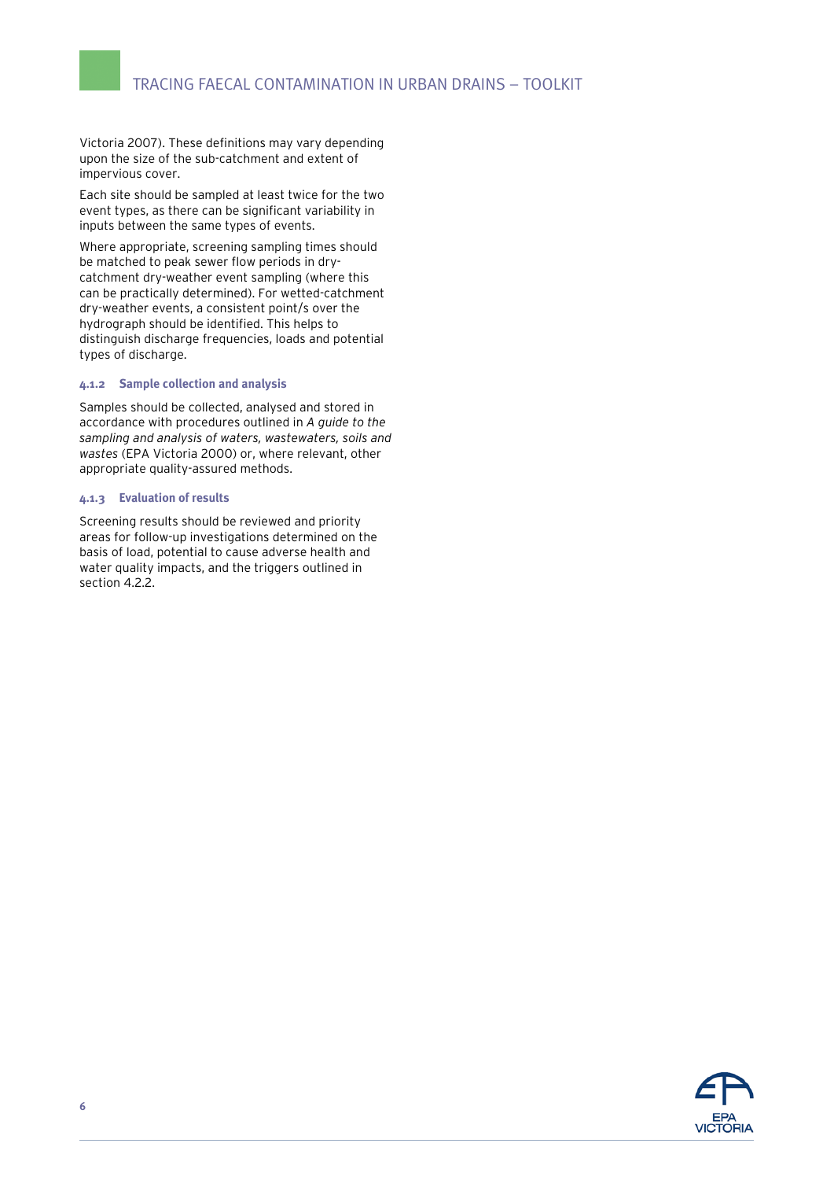Victoria 2007). These definitions may vary depending upon the size of the sub-catchment and extent of impervious cover.

Each site should be sampled at least twice for the two event types, as there can be significant variability in inputs between the same types of events.

Where appropriate, screening sampling times should be matched to peak sewer flow periods in dry-catchment dry-weather event sampling (where this can be practically determined). For wetted-catchment dry-weather events, a consistent point/s over the hydrograph should be identified. This helps to distinguish discharge frequencies, loads and potential types of discharge.

#### 4.1.2 Sample collection and analysis

Samples should be collected, analysed and stored in accordance with procedures outlined in *A guide to the sampling and analysis of waters, wastewaters, soils and wastes* (EPA Victoria 2000) or, where relevant, other appropriate quality-assured methods.

#### 4.1.3 Evaluation of results

Screening results should be reviewed and priority areas for follow-up investigations determined on the basis of load, potential to cause adverse health and water quality impacts, and the triggers outlined in section 4.2.2.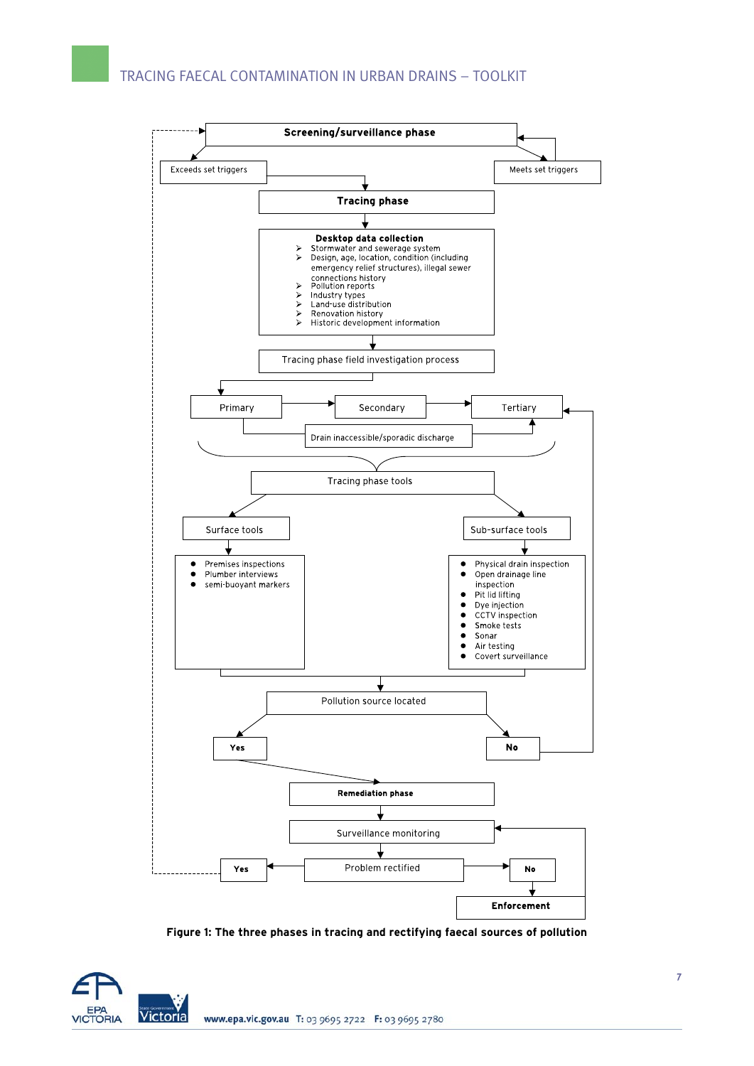**Screening/surveillance phase**

Exceeds set triggers

Meets set triggers

**Tracing phase**

**Desktop data collection**

- Stormwater and sewerage system
- Design, age, location, condition (including emergency relief structures), illegal sewer connections history
- Pollution reports
- Industry types
- Land-use distribution
- Renovation history
- Historic development information

Tracing phase field investigation process

Primary

Secondary

Tertiary

Drain inaccessible/sporadic discharge

Tracing phase tools

Surface tools

- Premises inspections
- Plumber interviews
- semi-buoyant markers

Sub-surface tools

- Physical drain inspection
- Open drainage line inspection
- Pit lid lifting
- Dye injection
- CCTV inspection
- Smoke tests
- Sonar
- Air testing
- Covert surveillance

Pollution source located

**Yes**

**No**

**Remediation phase**

Surveillance monitoring

Problem rectified

**Yes**

**No**

**Enforcement**

**Figure 1: The three phases in tracing and rectifying faecal sources of pollution**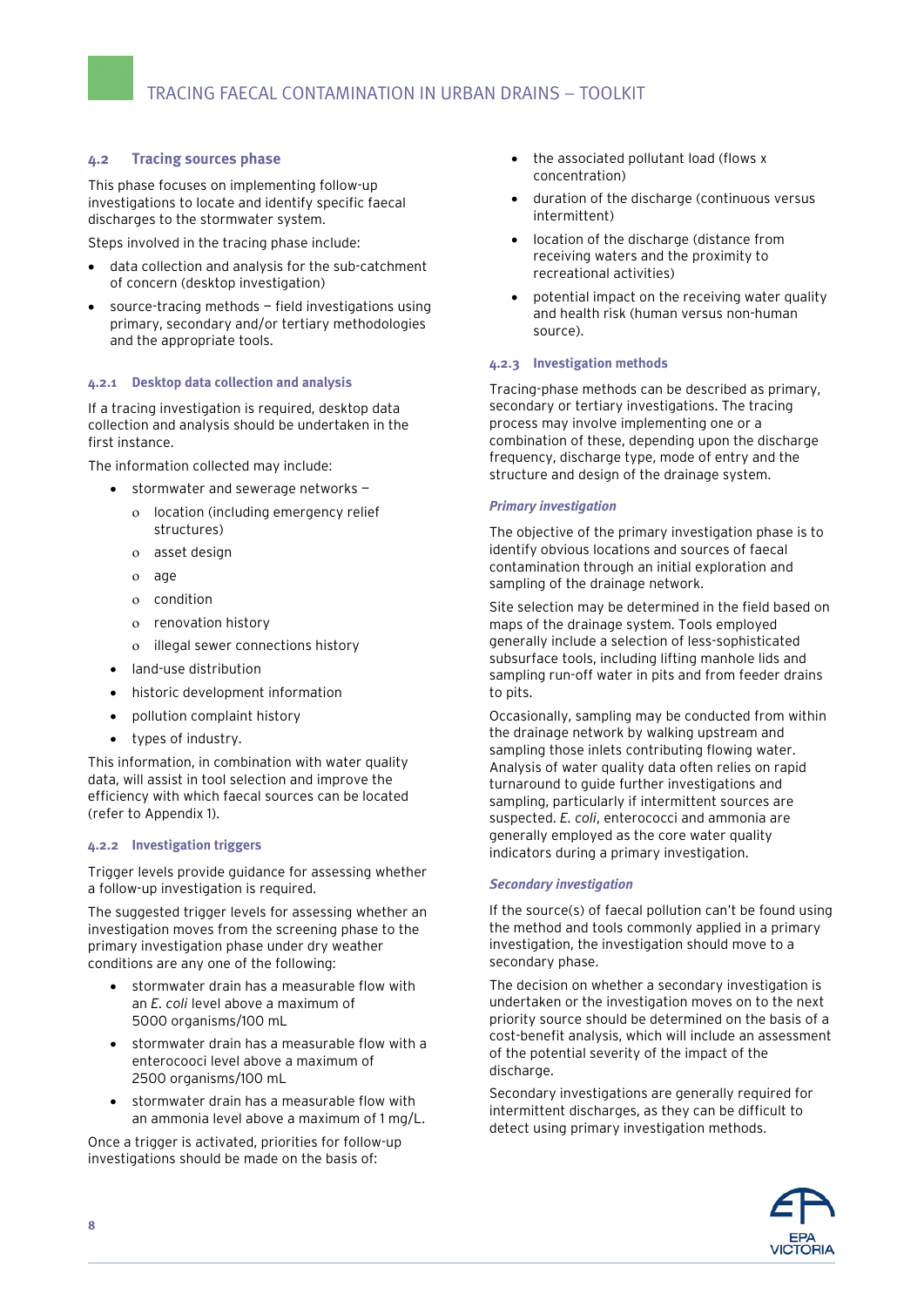## 4.2 Tracing sources phase

This phase focuses on implementing follow-up investigations to locate and identify specific faecal discharges to the stormwater system.

Steps involved in the tracing phase include:

- data collection and analysis for the sub-catchment of concern (desktop investigation)
- source-tracing methods – field investigations using primary, secondary and/or tertiary methodologies and the appropriate tools.

### 4.2.1 Desktop data collection and analysis

If a tracing investigation is required, desktop data collection and analysis should be undertaken in the first instance.

The information collected may include:

- stormwater and sewerage networks –
    - location (including emergency relief structures)
    - asset design
    - age
    - condition
    - renovation history
    - illegal sewer connections history
- land-use distribution
- historic development information
- pollution complaint history
- types of industry.

This information, in combination with water quality data, will assist in tool selection and improve the efficiency with which faecal sources can be located (refer to Appendix 1).

### 4.2.2 Investigation triggers

Trigger levels provide guidance for assessing whether a follow-up investigation is required.

The suggested trigger levels for assessing whether an investigation moves from the screening phase to the primary investigation phase under dry weather conditions are any one of the following:

- stormwater drain has a measurable flow with an *E. coli* level above a maximum of 5000 organisms/100 mL
- stormwater drain has a measurable flow with a enterocooci level above a maximum of 2500 organisms/100 mL
- stormwater drain has a measurable flow with an ammonia level above a maximum of 1 mg/L.

Once a trigger is activated, priorities for follow-up investigations should be made on the basis of:

- the associated pollutant load (flows x concentration)
- duration of the discharge (continuous versus intermittent)
- location of the discharge (distance from receiving waters and the proximity to recreational activities)
- potential impact on the receiving water quality and health risk (human versus non-human source).

### 4.2.3 Investigation methods

Tracing-phase methods can be described as primary, secondary or tertiary investigations. The tracing process may involve implementing one or a combination of these, depending upon the discharge frequency, discharge type, mode of entry and the structure and design of the drainage system.

#### *Primary investigation*

The objective of the primary investigation phase is to identify obvious locations and sources of faecal contamination through an initial exploration and sampling of the drainage network.

Site selection may be determined in the field based on maps of the drainage system. Tools employed generally include a selection of less-sophisticated subsurface tools, including lifting manhole lids and sampling run-off water in pits and from feeder drains to pits.

Occasionally, sampling may be conducted from within the drainage network by walking upstream and sampling those inlets contributing flowing water. Analysis of water quality data often relies on rapid turnaround to guide further investigations and sampling, particularly if intermittent sources are suspected. *E. coli*, enterococci and ammonia are generally employed as the core water quality indicators during a primary investigation.

#### *Secondary investigation*

If the source(s) of faecal pollution can't be found using the method and tools commonly applied in a primary investigation, the investigation should move to a secondary phase.

The decision on whether a secondary investigation is undertaken or the investigation moves on to the next priority source should be determined on the basis of a cost-benefit analysis, which will include an assessment of the potential severity of the impact of the discharge.

Secondary investigations are generally required for intermittent discharges, as they can be difficult to detect using primary investigation methods.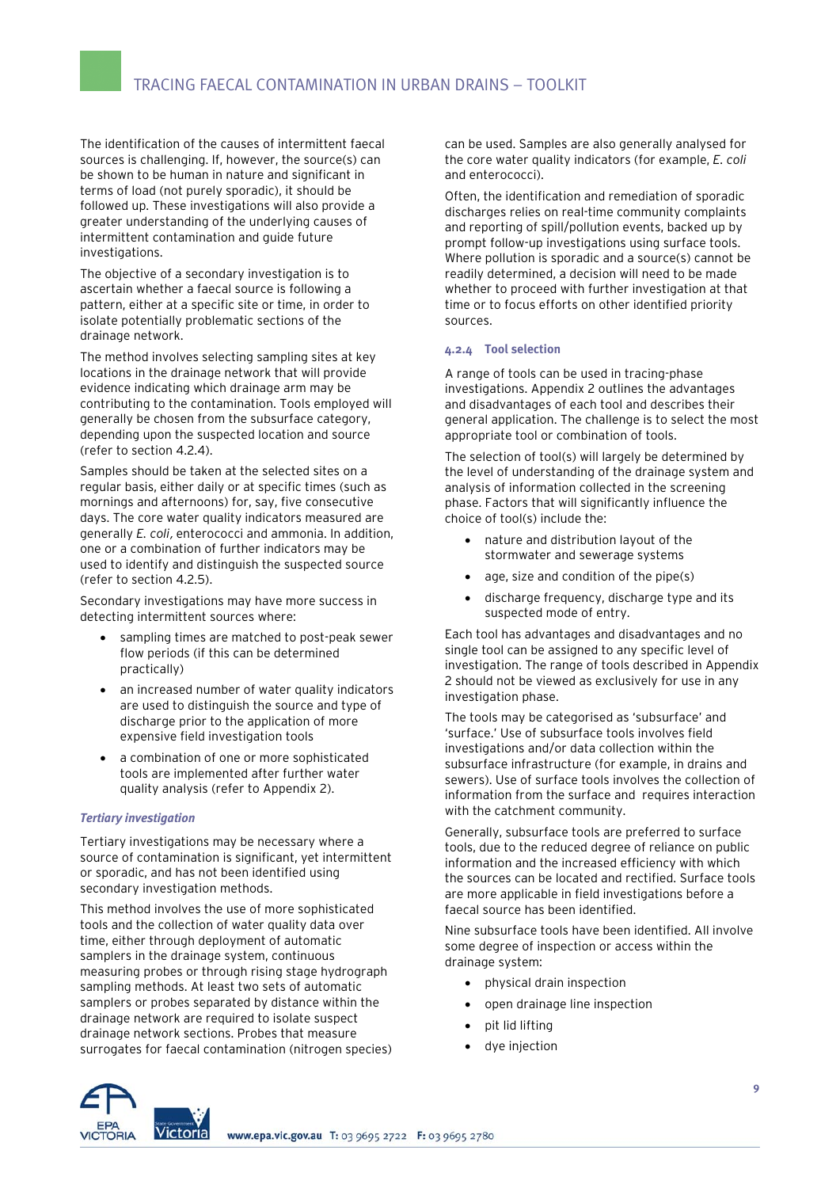The identification of the causes of intermittent faecal sources is challenging. If, however, the source(s) can be shown to be human in nature and significant in terms of load (not purely sporadic), it should be followed up. These investigations will also provide a greater understanding of the underlying causes of intermittent contamination and guide future investigations.

The objective of a secondary investigation is to ascertain whether a faecal source is following a pattern, either at a specific site or time, in order to isolate potentially problematic sections of the drainage network.

The method involves selecting sampling sites at key locations in the drainage network that will provide evidence indicating which drainage arm may be contributing to the contamination. Tools employed will generally be chosen from the subsurface category, depending upon the suspected location and source (refer to section 4.2.4).

Samples should be taken at the selected sites on a regular basis, either daily or at specific times (such as mornings and afternoons) for, say, five consecutive days. The core water quality indicators measured are generally *E. coli,* enterococci and ammonia. In addition, one or a combination of further indicators may be used to identify and distinguish the suspected source (refer to section 4.2.5).

Secondary investigations may have more success in detecting intermittent sources where:

- sampling times are matched to post-peak sewer flow periods (if this can be determined practically)
- an increased number of water quality indicators are used to distinguish the source and type of discharge prior to the application of more expensive field investigation tools
- a combination of one or more sophisticated tools are implemented after further water quality analysis (refer to Appendix 2).

#### *Tertiary investigation*

Tertiary investigations may be necessary where a source of contamination is significant, yet intermittent or sporadic, and has not been identified using secondary investigation methods.

This method involves the use of more sophisticated tools and the collection of water quality data over time, either through deployment of automatic samplers in the drainage system, continuous measuring probes or through rising stage hydrograph sampling methods. At least two sets of automatic samplers or probes separated by distance within the drainage network are required to isolate suspect drainage network sections. Probes that measure surrogates for faecal contamination (nitrogen species) can be used. Samples are also generally analysed for the core water quality indicators (for example, *E. coli* and enterococci).

Often, the identification and remediation of sporadic discharges relies on real-time community complaints and reporting of spill/pollution events, backed up by prompt follow-up investigations using surface tools. Where pollution is sporadic and a source(s) cannot be readily determined, a decision will need to be made whether to proceed with further investigation at that time or to focus efforts on other identified priority sources.

### 4.2.4 Tool selection

A range of tools can be used in tracing-phase investigations. Appendix 2 outlines the advantages and disadvantages of each tool and describes their general application. The challenge is to select the most appropriate tool or combination of tools.

The selection of tool(s) will largely be determined by the level of understanding of the drainage system and analysis of information collected in the screening phase. Factors that will significantly influence the choice of tool(s) include the:

- nature and distribution layout of the stormwater and sewerage systems
- age, size and condition of the pipe(s)
- discharge frequency, discharge type and its suspected mode of entry.

Each tool has advantages and disadvantages and no single tool can be assigned to any specific level of investigation. The range of tools described in Appendix 2 should not be viewed as exclusively for use in any investigation phase.

The tools may be categorised as 'subsurface' and 'surface.' Use of subsurface tools involves field investigations and/or data collection within the subsurface infrastructure (for example, in drains and sewers). Use of surface tools involves the collection of information from the surface and requires interaction with the catchment community.

Generally, subsurface tools are preferred to surface tools, due to the reduced degree of reliance on public information and the increased efficiency with which the sources can be located and rectified. Surface tools are more applicable in field investigations before a faecal source has been identified.

Nine subsurface tools have been identified. All involve some degree of inspection or access within the drainage system:

- physical drain inspection
- open drainage line inspection
- pit lid lifting
- dye injection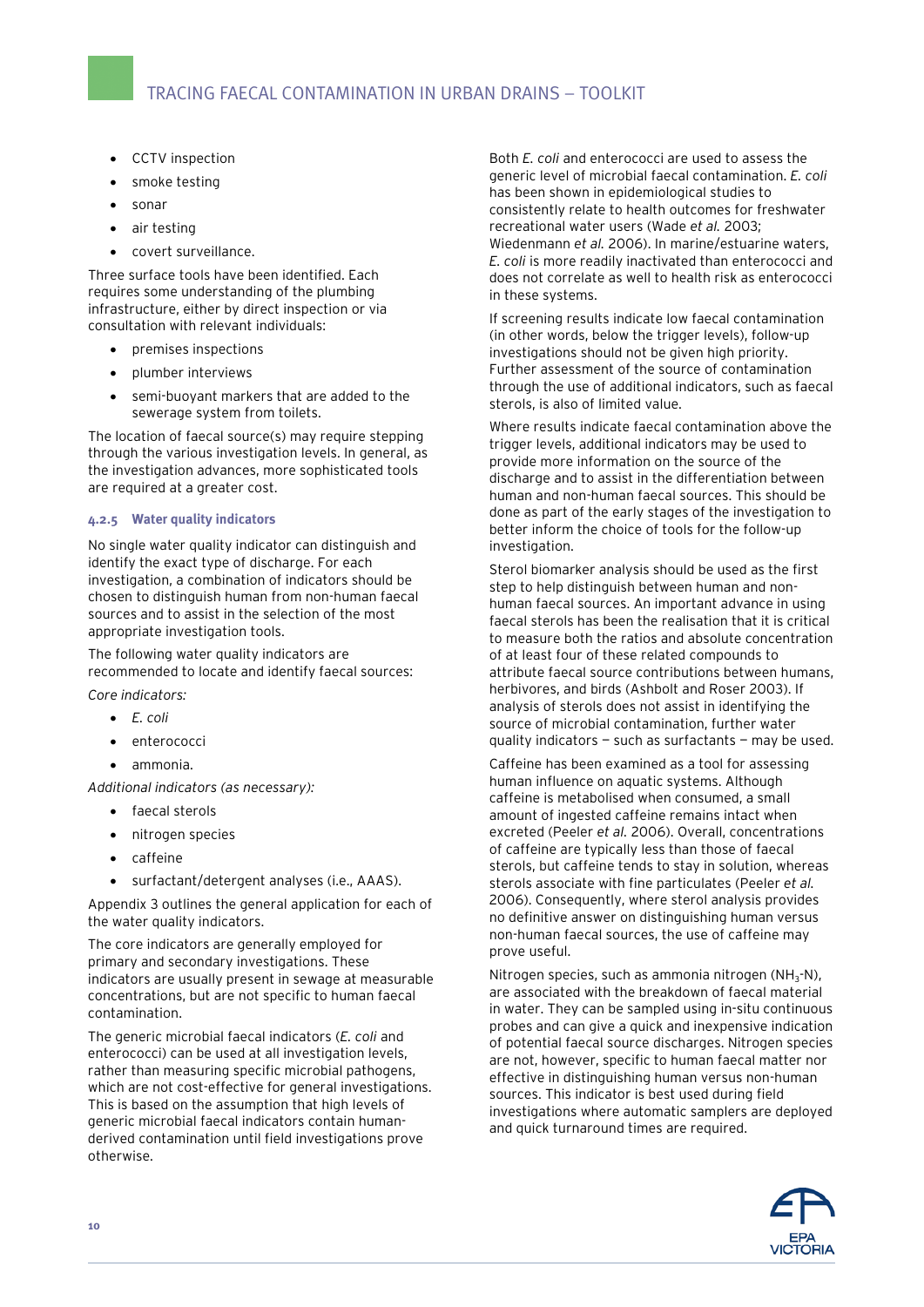- CCTV inspection
- smoke testing
- sonar
- air testing
- covert surveillance.

Three surface tools have been identified. Each requires some understanding of the plumbing infrastructure, either by direct inspection or via consultation with relevant individuals:

- premises inspections
- plumber interviews
- semi-buoyant markers that are added to the sewerage system from toilets.

The location of faecal source(s) may require stepping through the various investigation levels. In general, as the investigation advances, more sophisticated tools are required at a greater cost.

#### 4.2.5 Water quality indicators

No single water quality indicator can distinguish and identify the exact type of discharge. For each investigation, a combination of indicators should be chosen to distinguish human from non-human faecal sources and to assist in the selection of the most appropriate investigation tools.

The following water quality indicators are recommended to locate and identify faecal sources:

*Core indicators:*

- *E. coli*
- enterococci
- ammonia.

*Additional indicators (as necessary):*

- faecal sterols
- nitrogen species
- caffeine
- surfactant/detergent analyses (i.e., AAAS).

Appendix 3 outlines the general application for each of the water quality indicators.

The core indicators are generally employed for primary and secondary investigations. These indicators are usually present in sewage at measurable concentrations, but are not specific to human faecal contamination.

The generic microbial faecal indicators (*E. coli* and enterococci) can be used at all investigation levels, rather than measuring specific microbial pathogens, which are not cost-effective for general investigations. This is based on the assumption that high levels of generic microbial faecal indicators contain human-derived contamination until field investigations prove otherwise.

Both *E. coli* and enterococci are used to assess the generic level of microbial faecal contamination. *E. coli* has been shown in epidemiological studies to consistently relate to health outcomes for freshwater recreational water users (Wade *et al.* 2003; Wiedenmann *et al.* 2006). In marine/estuarine waters, *E. coli* is more readily inactivated than enterococci and does not correlate as well to health risk as enterococci in these systems.

If screening results indicate low faecal contamination (in other words, below the trigger levels), follow-up investigations should not be given high priority. Further assessment of the source of contamination through the use of additional indicators, such as faecal sterols, is also of limited value.

Where results indicate faecal contamination above the trigger levels, additional indicators may be used to provide more information on the source of the discharge and to assist in the differentiation between human and non-human faecal sources. This should be done as part of the early stages of the investigation to better inform the choice of tools for the follow-up investigation.

Sterol biomarker analysis should be used as the first step to help distinguish between human and non-human faecal sources. An important advance in using faecal sterols has been the realisation that it is critical to measure both the ratios and absolute concentration of at least four of these related compounds to attribute faecal source contributions between humans, herbivores, and birds (Ashbolt and Roser 2003). If analysis of sterols does not assist in identifying the source of microbial contamination, further water quality indicators — such as surfactants — may be used.

Caffeine has been examined as a tool for assessing human influence on aquatic systems. Although caffeine is metabolised when consumed, a small amount of ingested caffeine remains intact when excreted (Peeler *et al.* 2006). Overall, concentrations of caffeine are typically less than those of faecal sterols, but caffeine tends to stay in solution, whereas sterols associate with fine particulates (Peeler *et al.* 2006). Consequently, where sterol analysis provides no definitive answer on distinguishing human versus non-human faecal sources, the use of caffeine may prove useful.

Nitrogen species, such as ammonia nitrogen ($NH_3$-N), are associated with the breakdown of faecal material in water. They can be sampled using in-situ continuous probes and can give a quick and inexpensive indication of potential faecal source discharges. Nitrogen species are not, however, specific to human faecal matter nor effective in distinguishing human versus non-human sources. This indicator is best used during field investigations where automatic samplers are deployed and quick turnaround times are required.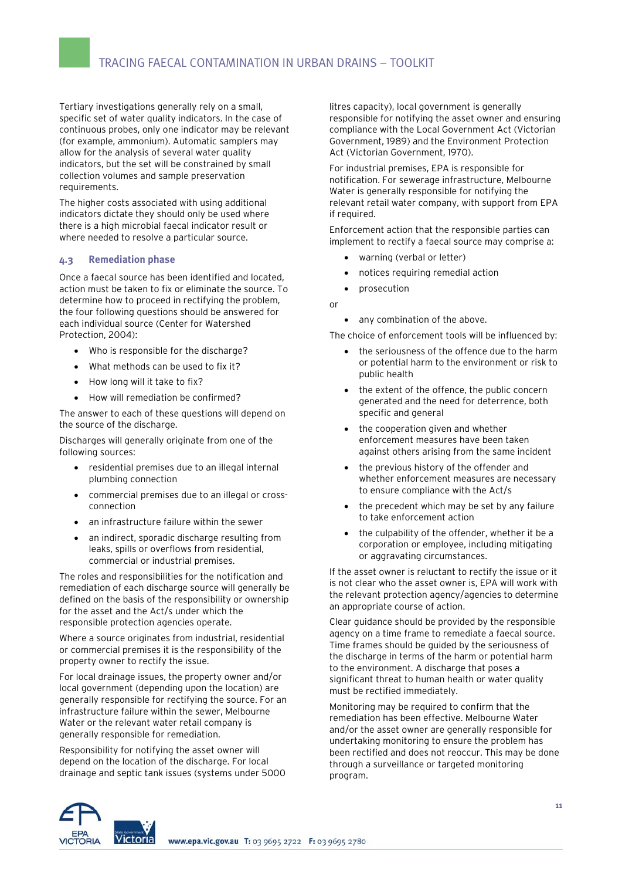Tertiary investigations generally rely on a small, specific set of water quality indicators. In the case of continuous probes, only one indicator may be relevant (for example, ammonium). Automatic samplers may allow for the analysis of several water quality indicators, but the set will be constrained by small collection volumes and sample preservation requirements.

The higher costs associated with using additional indicators dictate they should only be used where there is a high microbial faecal indicator result or where needed to resolve a particular source.

### 4.3 Remediation phase

Once a faecal source has been identified and located, action must be taken to fix or eliminate the source. To determine how to proceed in rectifying the problem, the four following questions should be answered for each individual source (Center for Watershed Protection, 2004):

- Who is responsible for the discharge?
- What methods can be used to fix it?
- How long will it take to fix?
- How will remediation be confirmed?

The answer to each of these questions will depend on the source of the discharge.

Discharges will generally originate from one of the following sources:

- residential premises due to an illegal internal plumbing connection
- commercial premises due to an illegal or cross-connection
- an infrastructure failure within the sewer
- an indirect, sporadic discharge resulting from leaks, spills or overflows from residential, commercial or industrial premises.

The roles and responsibilities for the notification and remediation of each discharge source will generally be defined on the basis of the responsibility or ownership for the asset and the Act/s under which the responsible protection agencies operate.

Where a source originates from industrial, residential or commercial premises it is the responsibility of the property owner to rectify the issue.

For local drainage issues, the property owner and/or local government (depending upon the location) are generally responsible for rectifying the source. For an infrastructure failure within the sewer, Melbourne Water or the relevant water retail company is generally responsible for remediation.

Responsibility for notifying the asset owner will depend on the location of the discharge. For local drainage and septic tank issues (systems under 5000 litres capacity), local government is generally responsible for notifying the asset owner and ensuring compliance with the Local Government Act (Victorian Government, 1989) and the Environment Protection Act (Victorian Government, 1970).

For industrial premises, EPA is responsible for notification. For sewerage infrastructure, Melbourne Water is generally responsible for notifying the relevant retail water company, with support from EPA if required.

Enforcement action that the responsible parties can implement to rectify a faecal source may comprise a:

- warning (verbal or letter)
- notices requiring remedial action
- prosecution

or

- any combination of the above.

The choice of enforcement tools will be influenced by:

- the seriousness of the offence due to the harm or potential harm to the environment or risk to public health
- the extent of the offence, the public concern generated and the need for deterrence, both specific and general
- the cooperation given and whether enforcement measures have been taken against others arising from the same incident
- the previous history of the offender and whether enforcement measures are necessary to ensure compliance with the Act/s
- the precedent which may be set by any failure to take enforcement action
- the culpability of the offender, whether it be a corporation or employee, including mitigating or aggravating circumstances.

If the asset owner is reluctant to rectify the issue or it is not clear who the asset owner is, EPA will work with the relevant protection agency/agencies to determine an appropriate course of action.

Clear guidance should be provided by the responsible agency on a time frame to remediate a faecal source. Time frames should be guided by the seriousness of the discharge in terms of the harm or potential harm to the environment. A discharge that poses a significant threat to human health or water quality must be rectified immediately.

Monitoring may be required to confirm that the remediation has been effective. Melbourne Water and/or the asset owner are generally responsible for undertaking monitoring to ensure the problem has been rectified and does not reoccur. This may be done through a surveillance or targeted monitoring program.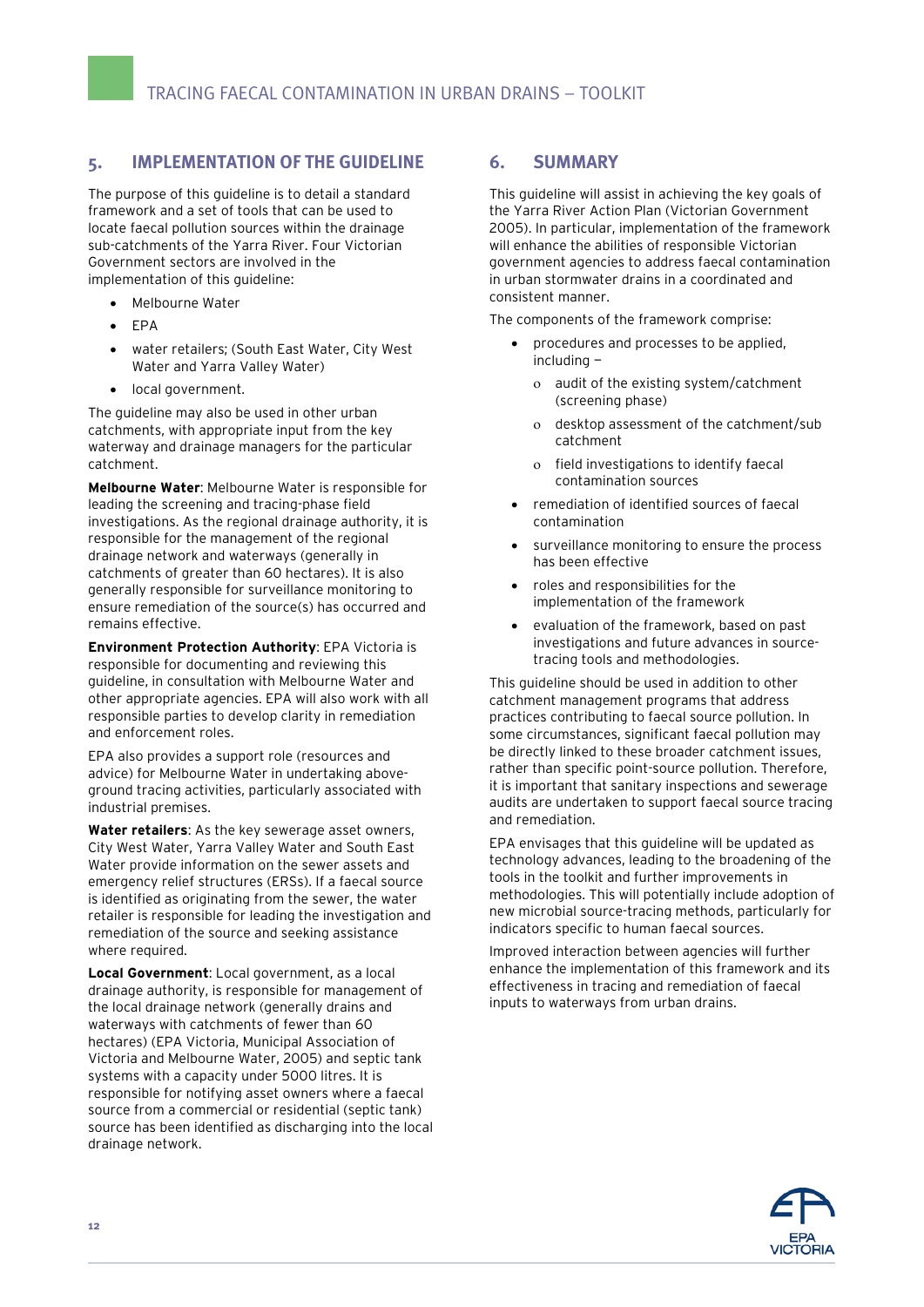## 5. IMPLEMENTATION OF THE GUIDELINE

The purpose of this guideline is to detail a standard framework and a set of tools that can be used to locate faecal pollution sources within the drainage sub-catchments of the Yarra River. Four Victorian Government sectors are involved in the implementation of this guideline:

- Melbourne Water
- EPA
- water retailers; (South East Water, City West Water and Yarra Valley Water)
- local government.

The guideline may also be used in other urban catchments, with appropriate input from the key waterway and drainage managers for the particular catchment.

**Melbourne Water**: Melbourne Water is responsible for leading the screening and tracing-phase field investigations. As the regional drainage authority, it is responsible for the management of the regional drainage network and waterways (generally in catchments of greater than 60 hectares). It is also generally responsible for surveillance monitoring to ensure remediation of the source(s) has occurred and remains effective.

**Environment Protection Authority**: EPA Victoria is responsible for documenting and reviewing this guideline, in consultation with Melbourne Water and other appropriate agencies. EPA will also work with all responsible parties to develop clarity in remediation and enforcement roles.

EPA also provides a support role (resources and advice) for Melbourne Water in undertaking above-ground tracing activities, particularly associated with industrial premises.

**Water retailers**: As the key sewerage asset owners, City West Water, Yarra Valley Water and South East Water provide information on the sewer assets and emergency relief structures (ERSs). If a faecal source is identified as originating from the sewer, the water retailer is responsible for leading the investigation and remediation of the source and seeking assistance where required.

**Local Government**: Local government, as a local drainage authority, is responsible for management of the local drainage network (generally drains and waterways with catchments of fewer than 60 hectares) (EPA Victoria, Municipal Association of Victoria and Melbourne Water, 2005) and septic tank systems with a capacity under 5000 litres. It is responsible for notifying asset owners where a faecal source from a commercial or residential (septic tank) source has been identified as discharging into the local drainage network.

## 6. SUMMARY

This guideline will assist in achieving the key goals of the Yarra River Action Plan (Victorian Government 2005). In particular, implementation of the framework will enhance the abilities of responsible Victorian government agencies to address faecal contamination in urban stormwater drains in a coordinated and consistent manner.

The components of the framework comprise:

- procedures and processes to be applied, including –
  - audit of the existing system/catchment (screening phase)
  - desktop assessment of the catchment/sub catchment
  - field investigations to identify faecal contamination sources
- remediation of identified sources of faecal contamination
- surveillance monitoring to ensure the process has been effective
- roles and responsibilities for the implementation of the framework
- evaluation of the framework, based on past investigations and future advances in source-tracing tools and methodologies.

This guideline should be used in addition to other catchment management programs that address practices contributing to faecal source pollution. In some circumstances, significant faecal pollution may be directly linked to these broader catchment issues, rather than specific point-source pollution. Therefore, it is important that sanitary inspections and sewerage audits are undertaken to support faecal source tracing and remediation.

EPA envisages that this guideline will be updated as technology advances, leading to the broadening of the tools in the toolkit and further improvements in methodologies. This will potentially include adoption of new microbial source-tracing methods, particularly for indicators specific to human faecal sources.

Improved interaction between agencies will further enhance the implementation of this framework and its effectiveness in tracing and remediation of faecal inputs to waterways from urban drains.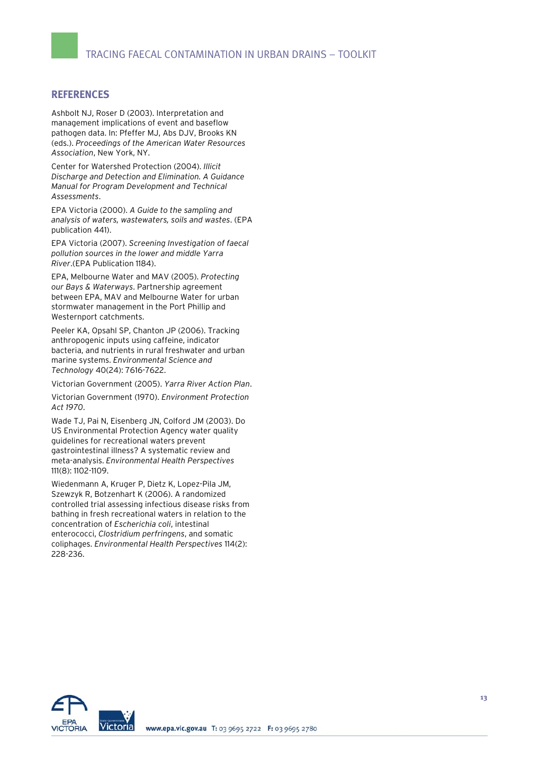## REFERENCES

Ashbolt NJ, Roser D (2003). Interpretation and management implications of event and baseflow pathogen data. In: Pfeffer MJ, Abs DJV, Brooks KN (eds.). *Proceedings of the American Water Resources Association*, New York, NY.

Center for Watershed Protection (2004). *Illicit Discharge and Detection and Elimination. A Guidance Manual for Program Development and Technical Assessments*.

EPA Victoria (2000). *A Guide to the sampling and analysis of waters, wastewaters, soils and wastes*. (EPA publication 441).

EPA Victoria (2007). *Screening Investigation of faecal pollution sources in the lower and middle Yarra River*.(EPA Publication 1184).

EPA, Melbourne Water and MAV (2005). *Protecting our Bays & Waterways*. Partnership agreement between EPA, MAV and Melbourne Water for urban stormwater management in the Port Phillip and Westernport catchments.

Peeler KA, Opsahl SP, Chanton JP (2006). Tracking anthropogenic inputs using caffeine, indicator bacteria, and nutrients in rural freshwater and urban marine systems. *Environmental Science and Technology* 40(24): 7616-7622.

Victorian Government (2005). *Yarra River Action Plan*.

Victorian Government (1970). *Environment Protection Act 1970*.

Wade TJ, Pai N, Eisenberg JN, Colford JM (2003). Do US Environmental Protection Agency water quality guidelines for recreational waters prevent gastrointestinal illness? A systematic review and meta-analysis. *Environmental Health Perspectives* 111(8): 1102-1109.

Wiedenmann A, Kruger P, Dietz K, Lopez-Pila JM, Szewzyk R, Botzenhart K (2006). A randomized controlled trial assessing infectious disease risks from bathing in fresh recreational waters in relation to the concentration of *Escherichia coli*, intestinal enterococci, *Clostridium perfringens*, and somatic coliphages. *Environmental Health Perspectives* 114(2): 228-236.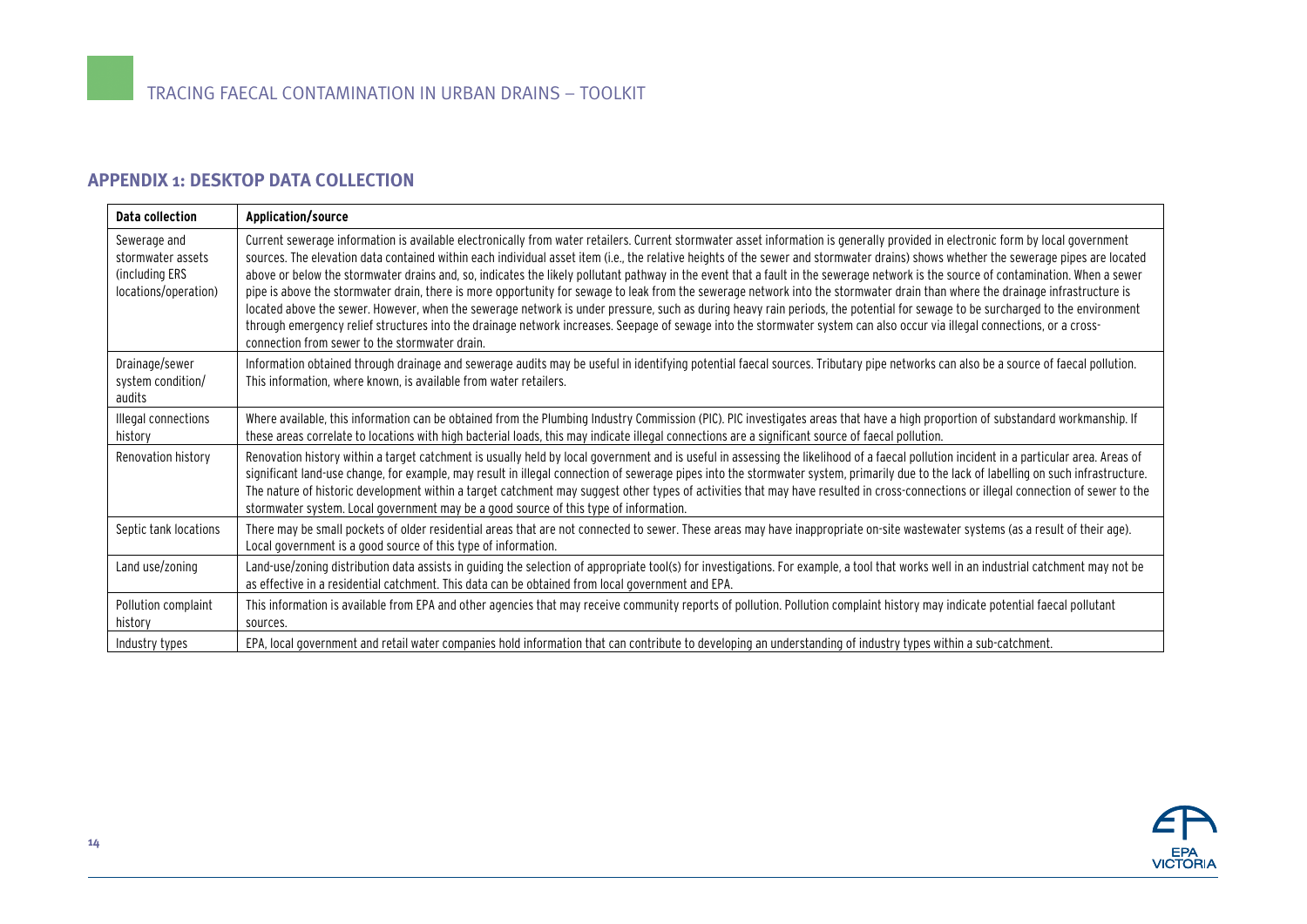## APPENDIX 1: DESKTOP DATA COLLECTION

| Data collection | Application/source |
|---|---|
| Sewerage and stormwater assets (including ERS locations/operation) | Current sewerage information is available electronically from water retailers. Current stormwater asset information is generally provided in electronic form by local government sources. The elevation data contained within each individual asset item (i.e., the relative heights of the sewer and stormwater drains) shows whether the sewerage pipes are located above or below the stormwater drains and, so, indicates the likely pollutant pathway in the event that a fault in the sewerage network is the source of contamination. When a sewer pipe is above the stormwater drain, there is more opportunity for sewage to leak from the sewerage network into the stormwater drain than where the drainage infrastructure is located above the sewer. However, when the sewerage network is under pressure, such as during heavy rain periods, the potential for sewage to be surcharged to the environment through emergency relief structures into the drainage network increases. Seepage of sewage into the stormwater system can also occur via illegal connections, or a cross-connection from sewer to the stormwater drain. |
| Drainage/sewer system condition/ audits | Information obtained through drainage and sewerage audits may be useful in identifying potential faecal sources. Tributary pipe networks can also be a source of faecal pollution. This information, where known, is available from water retailers. |
| Illegal connections history | Where available, this information can be obtained from the Plumbing Industry Commission (PIC). PIC investigates areas that have a high proportion of substandard workmanship. If these areas correlate to locations with high bacterial loads, this may indicate illegal connections are a significant source of faecal pollution. |
| Renovation history | Renovation history within a target catchment is usually held by local government and is useful in assessing the likelihood of a faecal pollution incident in a particular area. Areas of significant land-use change, for example, may result in illegal connection of sewerage pipes into the stormwater system, primarily due to the lack of labelling on such infrastructure. The nature of historic development within a target catchment may suggest other types of activities that may have resulted in cross-connections or illegal connection of sewer to the stormwater system. Local government may be a good source of this type of information. |
| Septic tank locations | There may be small pockets of older residential areas that are not connected to sewer. These areas may have inappropriate on-site wastewater systems (as a result of their age). Local government is a good source of this type of information. |
| Land use/zoning | Land-use/zoning distribution data assists in guiding the selection of appropriate tool(s) for investigations. For example, a tool that works well in an industrial catchment may not be as effective in a residential catchment. This data can be obtained from local government and EPA. |
| Pollution complaint history | This information is available from EPA and other agencies that may receive community reports of pollution. Pollution complaint history may indicate potential faecal pollutant sources. |
| Industry types | EPA, local government and retail water companies hold information that can contribute to developing an understanding of industry types within a sub-catchment. |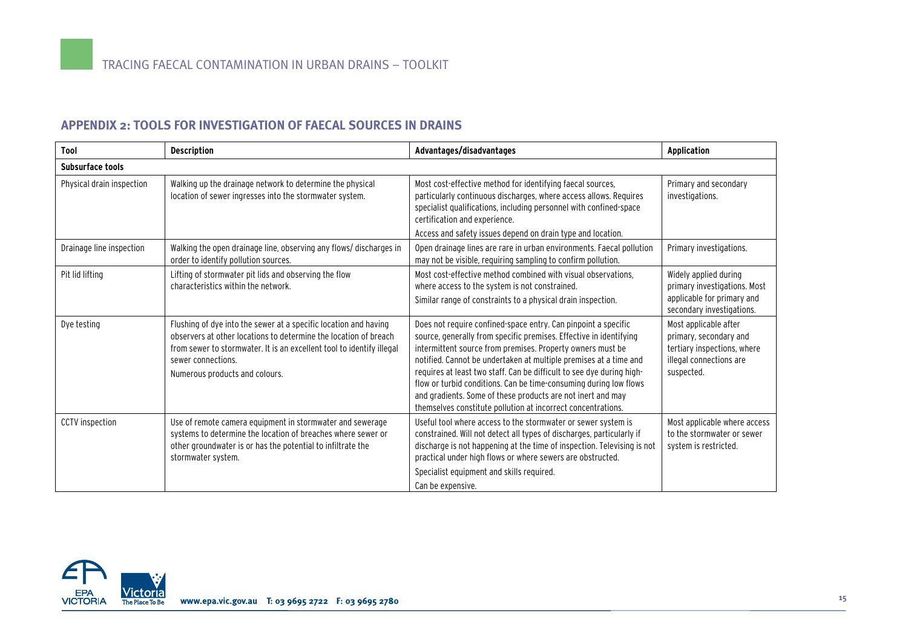## APPENDIX 2: TOOLS FOR INVESTIGATION OF FAECAL SOURCES IN DRAINS

| Tool | Description | Advantages/disadvantages | Application |
|---|---|---|---|
| **Subsurface tools** | | | |
| Physical drain inspection | Walking up the drainage network to determine the physical location of sewer ingresses into the stormwater system. | Most cost-effective method for identifying faecal sources, particularly continuous discharges, where access allows. Requires specialist qualifications, including personnel with confined-space certification and experience.<br>Access and safety issues depend on drain type and location. | Primary and secondary investigations. |
| Drainage line inspection | Walking the open drainage line, observing any flows/ discharges in order to identify pollution sources. | Open drainage lines are rare in urban environments. Faecal pollution may not be visible, requiring sampling to confirm pollution. | Primary investigations. |
| Pit lid lifting | Lifting of stormwater pit lids and observing the flow characteristics within the network. | Most cost-effective method combined with visual observations, where access to the system is not constrained.<br>Similar range of constraints to a physical drain inspection. | Widely applied during primary investigations. Most applicable for primary and secondary investigations. |
| Dye testing | Flushing of dye into the sewer at a specific location and having observers at other locations to determine the location of breach from sewer to stormwater. It is an excellent tool to identify illegal sewer connections.<br>Numerous products and colours. | Does not require confined-space entry. Can pinpoint a specific source, generally from specific premises. Effective in identifying intermittent source from premises. Property owners must be notified. Cannot be undertaken at multiple premises at a time and requires at least two staff. Can be difficult to see dye during high-flow or turbid conditions. Can be time-consuming during low flows and gradients. Some of these products are not inert and may themselves constitute pollution at incorrect concentrations. | Most applicable after primary, secondary and tertiary inspections, where illegal connections are suspected. |
| CCTV inspection | Use of remote camera equipment in stormwater and sewerage systems to determine the location of breaches where sewer or other groundwater is or has the potential to infiltrate the stormwater system. | Useful tool where access to the stormwater or sewer system is constrained. Will not detect all types of discharges, particularly if discharge is not happening at the time of inspection. Televising is not practical under high flows or where sewers are obstructed.<br>Specialist equipment and skills required.<br>Can be expensive. | Most applicable where access to the stormwater or sewer system is restricted. |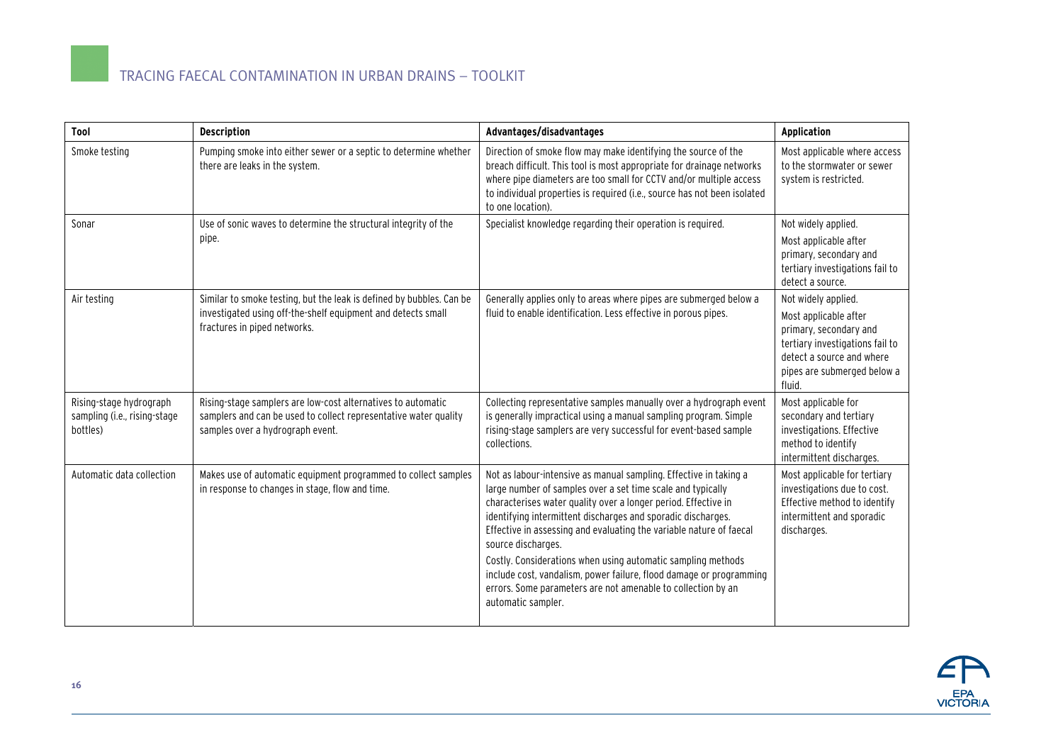| Tool | Description | Advantages/disadvantages | Application |
|---|---|---|---|
| Smoke testing | Pumping smoke into either sewer or a septic to determine whether there are leaks in the system. | Direction of smoke flow may make identifying the source of the breach difficult. This tool is most appropriate for drainage networks where pipe diameters are too small for CCTV and/or multiple access to individual properties is required (i.e., source has not been isolated to one location). | Most applicable where access to the stormwater or sewer system is restricted. |
| Sonar | Use of sonic waves to determine the structural integrity of the pipe. | Specialist knowledge regarding their operation is required. | Not widely applied. Most applicable after primary, secondary and tertiary investigations fail to detect a source. |
| Air testing | Similar to smoke testing, but the leak is defined by bubbles. Can be investigated using off-the-shelf equipment and detects small fractures in piped networks. | Generally applies only to areas where pipes are submerged below a fluid to enable identification. Less effective in porous pipes. | Not widely applied. Most applicable after primary, secondary and tertiary investigations fail to detect a source and where pipes are submerged below a fluid. |
| Rising-stage hydrograph sampling (i.e., rising-stage bottles) | Rising-stage samplers are low-cost alternatives to automatic samplers and can be used to collect representative water quality samples over a hydrograph event. | Collecting representative samples manually over a hydrograph event is generally impractical using a manual sampling program. Simple rising-stage samplers are very successful for event-based sample collections. | Most applicable for secondary and tertiary investigations. Effective method to identify intermittent discharges. |
| Automatic data collection | Makes use of automatic equipment programmed to collect samples in response to changes in stage, flow and time. | Not as labour-intensive as manual sampling. Effective in taking a large number of samples over a set time scale and typically characterises water quality over a longer period. Effective in identifying intermittent discharges and sporadic discharges. Effective in assessing and evaluating the variable nature of faecal source discharges. Costly. Considerations when using automatic sampling methods include cost, vandalism, power failure, flood damage or programming errors. Some parameters are not amenable to collection by an automatic sampler. | Most applicable for tertiary investigations due to cost. Effective method to identify intermittent and sporadic discharges. |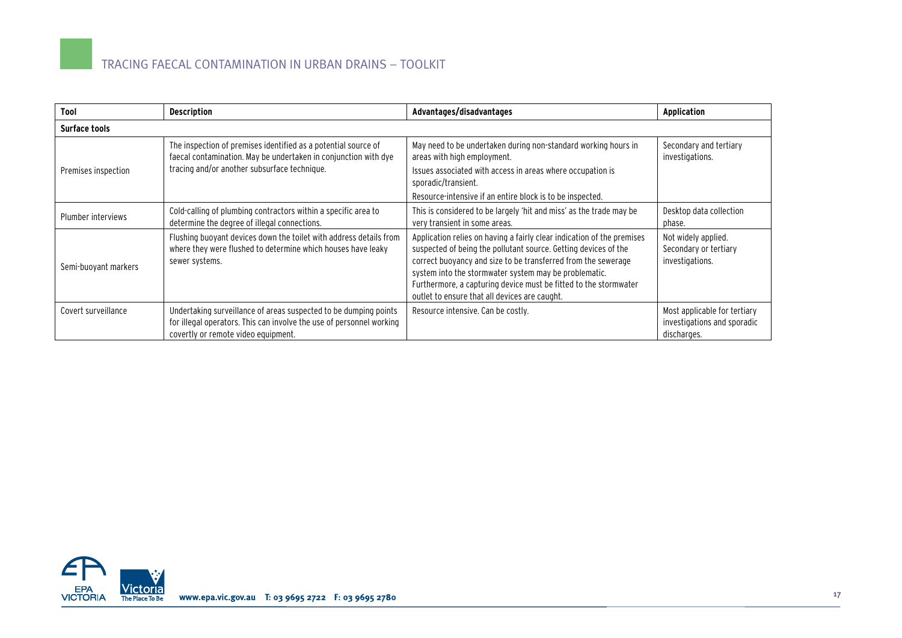| Tool | Description | Advantages/disadvantages | Application |
|---|---|---|---|
| **Surface tools** | | | |
| Premises inspection | The inspection of premises identified as a potential source of faecal contamination. May be undertaken in conjunction with dye tracing and/or another subsurface technique. | May need to be undertaken during non-standard working hours in areas with high employment.<br>Issues associated with access in areas where occupation is sporadic/transient.<br>Resource-intensive if an entire block is to be inspected. | Secondary and tertiary investigations. |
| Plumber interviews | Cold-calling of plumbing contractors within a specific area to determine the degree of illegal connections. | This is considered to be largely 'hit and miss' as the trade may be very transient in some areas. | Desktop data collection phase. |
| Semi-buoyant markers | Flushing buoyant devices down the toilet with address details from where they were flushed to determine which houses have leaky sewer systems. | Application relies on having a fairly clear indication of the premises suspected of being the pollutant source. Getting devices of the correct buoyancy and size to be transferred from the sewerage system into the stormwater system may be problematic. Furthermore, a capturing device must be fitted to the stormwater outlet to ensure that all devices are caught. | Not widely applied. Secondary or tertiary investigations. |
| Covert surveillance | Undertaking surveillance of areas suspected to be dumping points for illegal operators. This can involve the use of personnel working covertly or remote video equipment. | Resource intensive. Can be costly. | Most applicable for tertiary investigations and sporadic discharges. |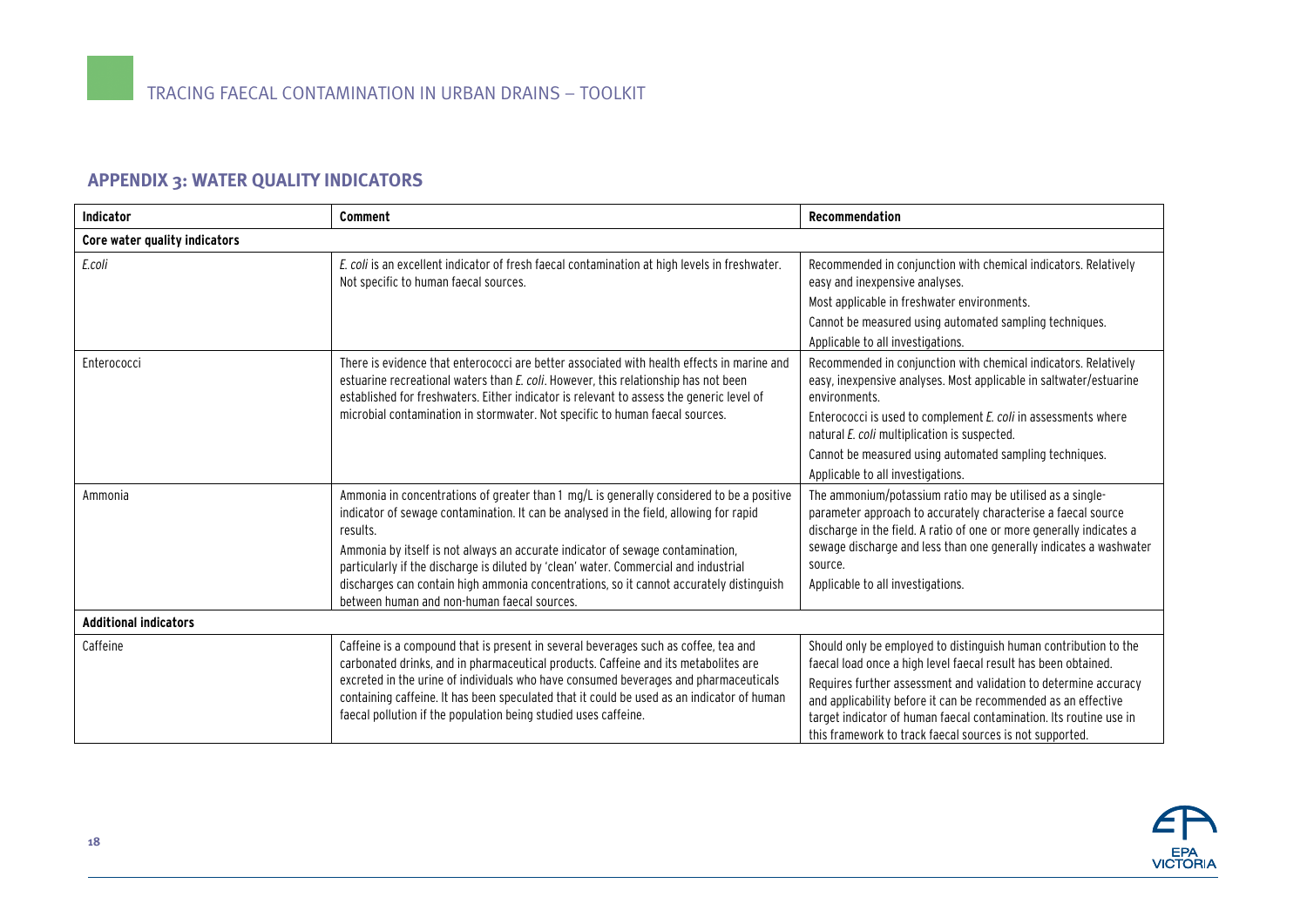## APPENDIX 3: WATER QUALITY INDICATORS

| Indicator | Comment | Recommendation |
|---|---|---|
| **Core water quality indicators** | | |
| *E.coli* | *E. coli* is an excellent indicator of fresh faecal contamination at high levels in freshwater. Not specific to human faecal sources. | Recommended in conjunction with chemical indicators. Relatively easy and inexpensive analyses.<br>Most applicable in freshwater environments.<br>Cannot be measured using automated sampling techniques.<br>Applicable to all investigations. |
| Enterococci | There is evidence that enterococci are better associated with health effects in marine and estuarine recreational waters than *E. coli*. However, this relationship has not been established for freshwaters. Either indicator is relevant to assess the generic level of microbial contamination in stormwater. Not specific to human faecal sources. | Recommended in conjunction with chemical indicators. Relatively easy, inexpensive analyses. Most applicable in saltwater/estuarine environments.<br>Enterococci is used to complement *E. coli* in assessments where natural *E. coli* multiplication is suspected.<br>Cannot be measured using automated sampling techniques.<br>Applicable to all investigations. |
| Ammonia | Ammonia in concentrations of greater than 1 mg/L is generally considered to be a positive indicator of sewage contamination. It can be analysed in the field, allowing for rapid results.<br>Ammonia by itself is not always an accurate indicator of sewage contamination, particularly if the discharge is diluted by 'clean' water. Commercial and industrial discharges can contain high ammonia concentrations, so it cannot accurately distinguish between human and non-human faecal sources. | The ammonium/potassium ratio may be utilised as a single-parameter approach to accurately characterise a faecal source discharge in the field. A ratio of one or more generally indicates a sewage discharge and less than one generally indicates a washwater source.<br>Applicable to all investigations. |
| **Additional indicators** | | |
| Caffeine | Caffeine is a compound that is present in several beverages such as coffee, tea and carbonated drinks, and in pharmaceutical products. Caffeine and its metabolites are excreted in the urine of individuals who have consumed beverages and pharmaceuticals containing caffeine. It has been speculated that it could be used as an indicator of human faecal pollution if the population being studied uses caffeine. | Should only be employed to distinguish human contribution to the faecal load once a high level faecal result has been obtained.<br>Requires further assessment and validation to determine accuracy and applicability before it can be recommended as an effective target indicator of human faecal contamination. Its routine use in this framework to track faecal sources is not supported. |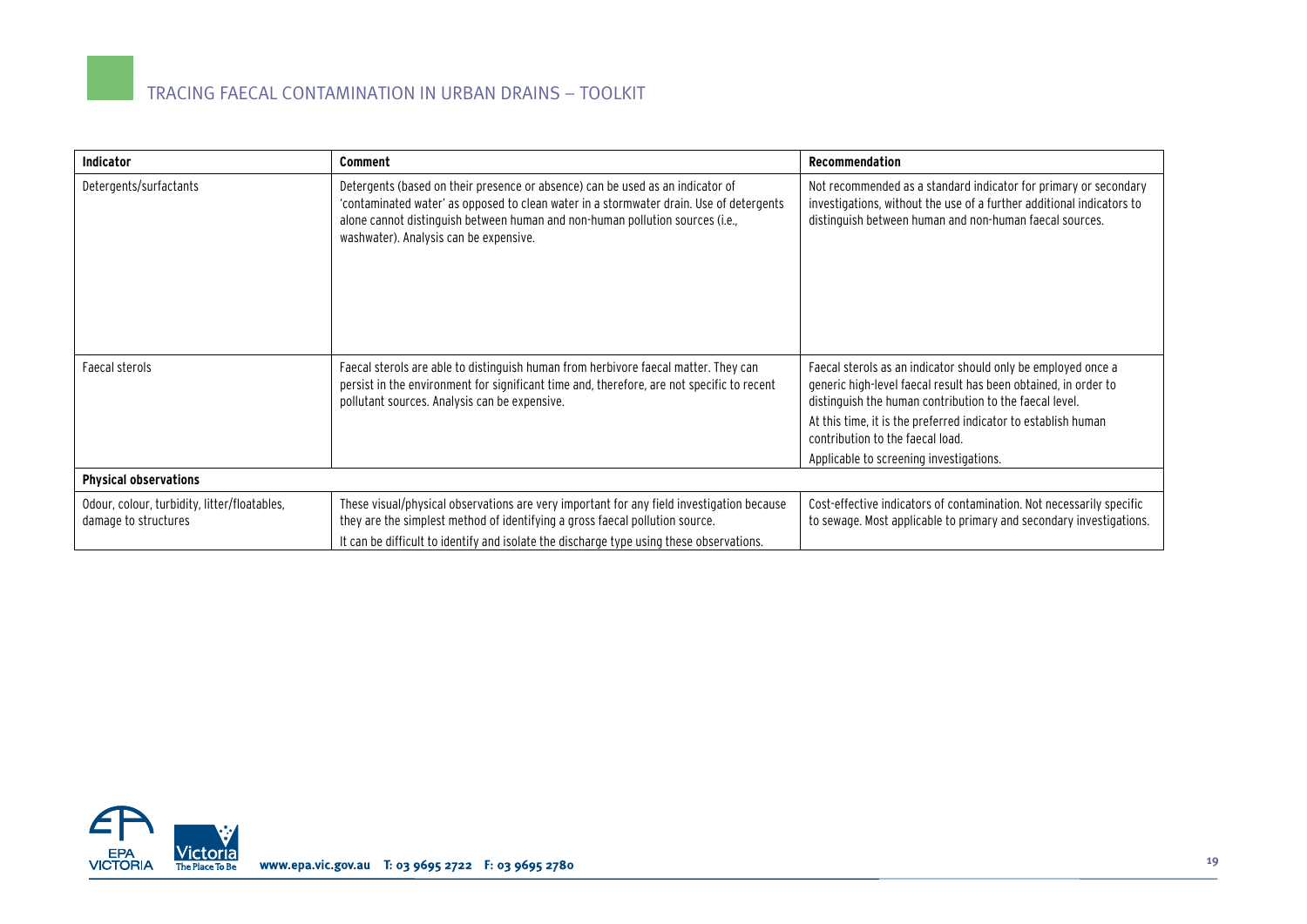| Indicator | Comment | Recommendation |
|---|---|---|
| Detergents/surfactants | Detergents (based on their presence or absence) can be used as an indicator of 'contaminated water' as opposed to clean water in a stormwater drain. Use of detergents alone cannot distinguish between human and non-human pollution sources (i.e., washwater). Analysis can be expensive. | Not recommended as a standard indicator for primary or secondary investigations, without the use of a further additional indicators to distinguish between human and non-human faecal sources. |
| Faecal sterols | Faecal sterols are able to distinguish human from herbivore faecal matter. They can persist in the environment for significant time and, therefore, are not specific to recent pollutant sources. Analysis can be expensive. | Faecal sterols as an indicator should only be employed once a generic high-level faecal result has been obtained, in order to distinguish the human contribution to the faecal level.<br>At this time, it is the preferred indicator to establish human contribution to the faecal load.<br>Applicable to screening investigations. |
| **Physical observations** | | |
| Odour, colour, turbidity, litter/floatables, damage to structures | These visual/physical observations are very important for any field investigation because they are the simplest method of identifying a gross faecal pollution source.<br>It can be difficult to identify and isolate the discharge type using these observations. | Cost-effective indicators of contamination. Not necessarily specific to sewage. Most applicable to primary and secondary investigations. |